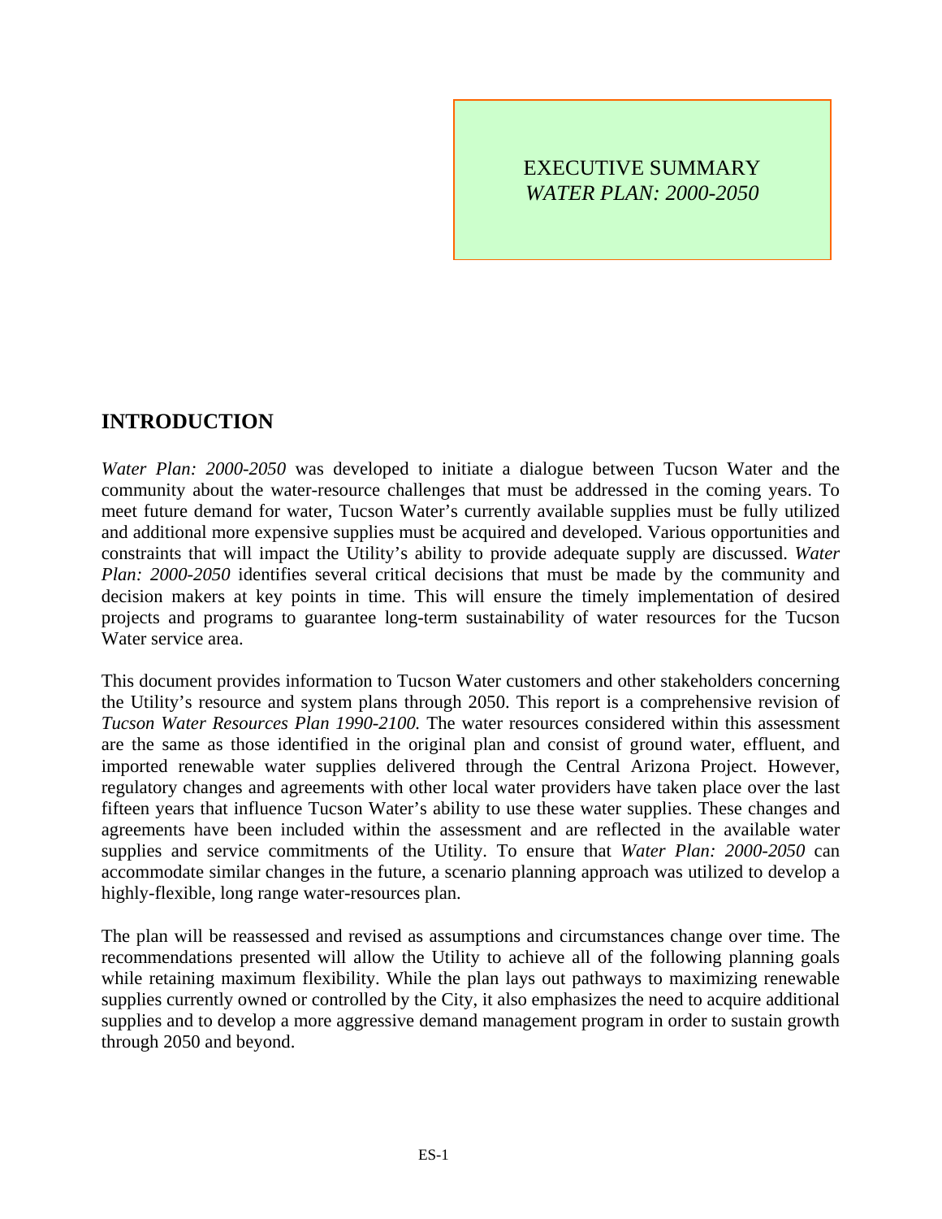EXECUTIVE SUMMARY
*WATER PLAN: 2000-2050*

## INTRODUCTION

*Water Plan: 2000-2050* was developed to initiate a dialogue between Tucson Water and the community about the water-resource challenges that must be addressed in the coming years. To meet future demand for water, Tucson Water's currently available supplies must be fully utilized and additional more expensive supplies must be acquired and developed. Various opportunities and constraints that will impact the Utility's ability to provide adequate supply are discussed. *Water Plan: 2000-2050* identifies several critical decisions that must be made by the community and decision makers at key points in time. This will ensure the timely implementation of desired projects and programs to guarantee long-term sustainability of water resources for the Tucson Water service area.

This document provides information to Tucson Water customers and other stakeholders concerning the Utility's resource and system plans through 2050. This report is a comprehensive revision of *Tucson Water Resources Plan 1990-2100.* The water resources considered within this assessment are the same as those identified in the original plan and consist of ground water, effluent, and imported renewable water supplies delivered through the Central Arizona Project. However, regulatory changes and agreements with other local water providers have taken place over the last fifteen years that influence Tucson Water's ability to use these water supplies. These changes and agreements have been included within the assessment and are reflected in the available water supplies and service commitments of the Utility. To ensure that *Water Plan: 2000-2050* can accommodate similar changes in the future, a scenario planning approach was utilized to develop a highly-flexible, long range water-resources plan.

The plan will be reassessed and revised as assumptions and circumstances change over time. The recommendations presented will allow the Utility to achieve all of the following planning goals while retaining maximum flexibility. While the plan lays out pathways to maximizing renewable supplies currently owned or controlled by the City, it also emphasizes the need to acquire additional supplies and to develop a more aggressive demand management program in order to sustain growth through 2050 and beyond.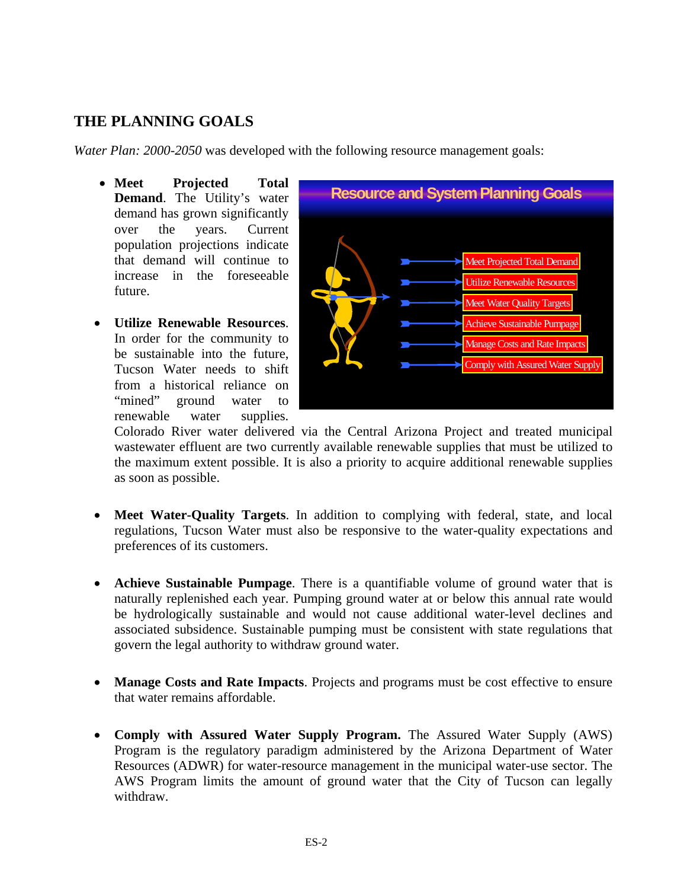## THE PLANNING GOALS

*Water Plan: 2000-2050* was developed with the following resource management goals:

- **Meet Projected Total Demand**. The Utility's water demand has grown significantly over the years. Current population projections indicate that demand will continue to increase in the foreseeable future.

- **Utilize Renewable Resources**. In order for the community to be sustainable into the future, Tucson Water needs to shift from a historical reliance on "mined" ground water to renewable water supplies. Colorado River water delivered via the Central Arizona Project and treated municipal wastewater effluent are two currently available renewable supplies that must be utilized to the maximum extent possible. It is also a priority to acquire additional renewable supplies as soon as possible.

- **Meet Water-Quality Targets**. In addition to complying with federal, state, and local regulations, Tucson Water must also be responsive to the water-quality expectations and preferences of its customers.

- **Achieve Sustainable Pumpage**. There is a quantifiable volume of ground water that is naturally replenished each year. Pumping ground water at or below this annual rate would be hydrologically sustainable and would not cause additional water-level declines and associated subsidence. Sustainable pumping must be consistent with state regulations that govern the legal authority to withdraw ground water.

- **Manage Costs and Rate Impacts**. Projects and programs must be cost effective to ensure that water remains affordable.

- **Comply with Assured Water Supply Program.** The Assured Water Supply (AWS) Program is the regulatory paradigm administered by the Arizona Department of Water Resources (ADWR) for water-resource management in the municipal water-use sector. The AWS Program limits the amount of ground water that the City of Tucson can legally withdraw.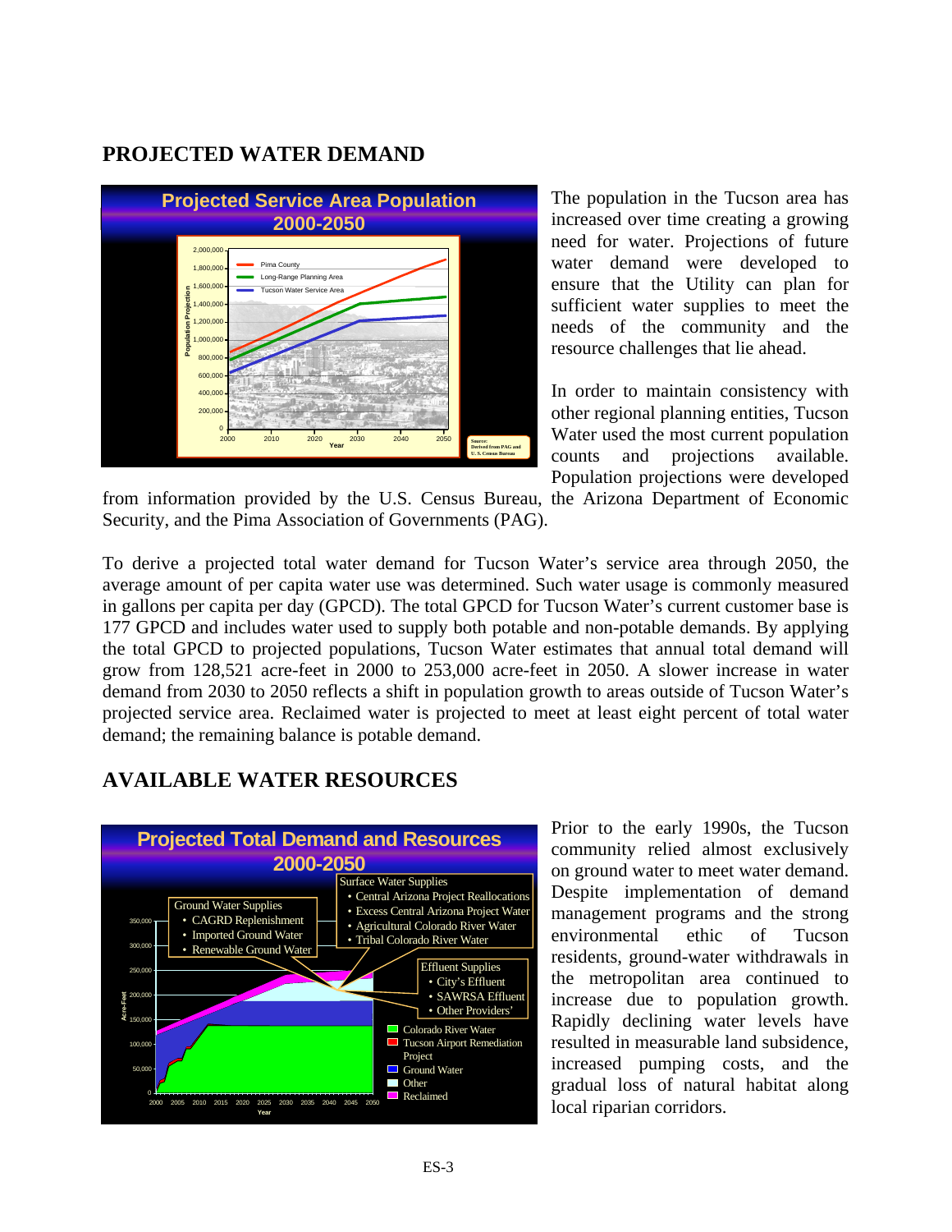## PROJECTED WATER DEMAND

The population in the Tucson area has increased over time creating a growing need for water. Projections of future water demand were developed to ensure that the Utility can plan for sufficient water supplies to meet the needs of the community and the resource challenges that lie ahead.

In order to maintain consistency with other regional planning entities, Tucson Water used the most current population counts and projections available. Population projections were developed from information provided by the U.S. Census Bureau, the Arizona Department of Economic Security, and the Pima Association of Governments (PAG).

To derive a projected total water demand for Tucson Water's service area through 2050, the average amount of per capita water use was determined. Such water usage is commonly measured in gallons per capita per day (GPCD). The total GPCD for Tucson Water's current customer base is 177 GPCD and includes water used to supply both potable and non-potable demands. By applying the total GPCD to projected populations, Tucson Water estimates that annual total demand will grow from 128,521 acre-feet in 2000 to 253,000 acre-feet in 2050. A slower increase in water demand from 2030 to 2050 reflects a shift in population growth to areas outside of Tucson Water's projected service area. Reclaimed water is projected to meet at least eight percent of total water demand; the remaining balance is potable demand.

## AVAILABLE WATER RESOURCES

Prior to the early 1990s, the Tucson community relied almost exclusively on ground water to meet water demand. Despite implementation of demand management programs and the strong environmental ethic of Tucson residents, ground-water withdrawals in the metropolitan area continued to increase due to population growth. Rapidly declining water levels have resulted in measurable land subsidence, increased pumping costs, and the gradual loss of natural habitat along local riparian corridors.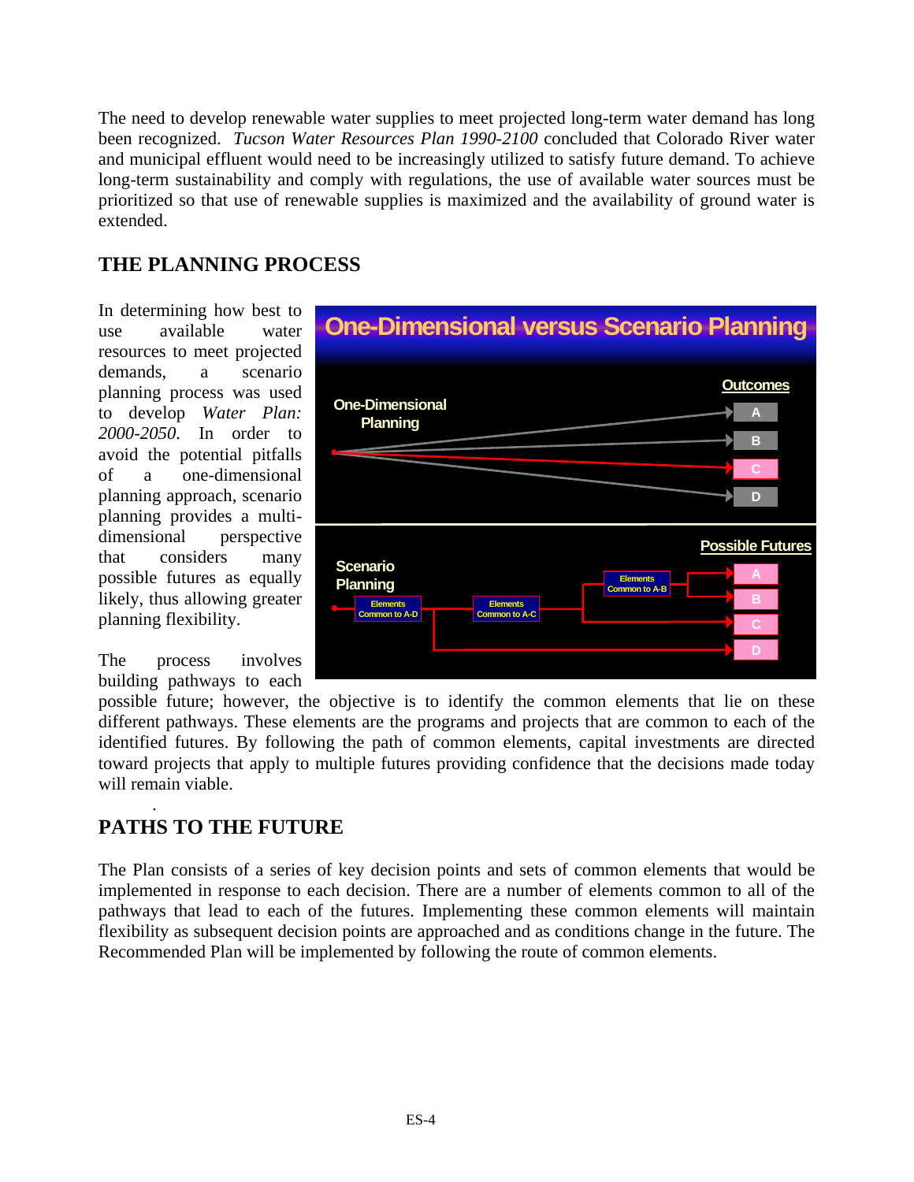The need to develop renewable water supplies to meet projected long-term water demand has long been recognized. *Tucson Water Resources Plan 1990-2100* concluded that Colorado River water and municipal effluent would need to be increasingly utilized to satisfy future demand. To achieve long-term sustainability and comply with regulations, the use of available water sources must be prioritized so that use of renewable supplies is maximized and the availability of ground water is extended.

## THE PLANNING PROCESS

In determining how best to use available water resources to meet projected demands, a scenario planning process was used to develop *Water Plan: 2000-2050*. In order to avoid the potential pitfalls of a one-dimensional planning approach, scenario planning provides a multi-dimensional perspective that considers many possible futures as equally likely, thus allowing greater planning flexibility.

The process involves building pathways to each possible future; however, the objective is to identify the common elements that lie on these different pathways. These elements are the programs and projects that are common to each of the identified futures. By following the path of common elements, capital investments are directed toward projects that apply to multiple futures providing confidence that the decisions made today will remain viable.

## PATHS TO THE FUTURE

The Plan consists of a series of key decision points and sets of common elements that would be implemented in response to each decision. There are a number of elements common to all of the pathways that lead to each of the futures. Implementing these common elements will maintain flexibility as subsequent decision points are approached and as conditions change in the future. The Recommended Plan will be implemented by following the route of common elements.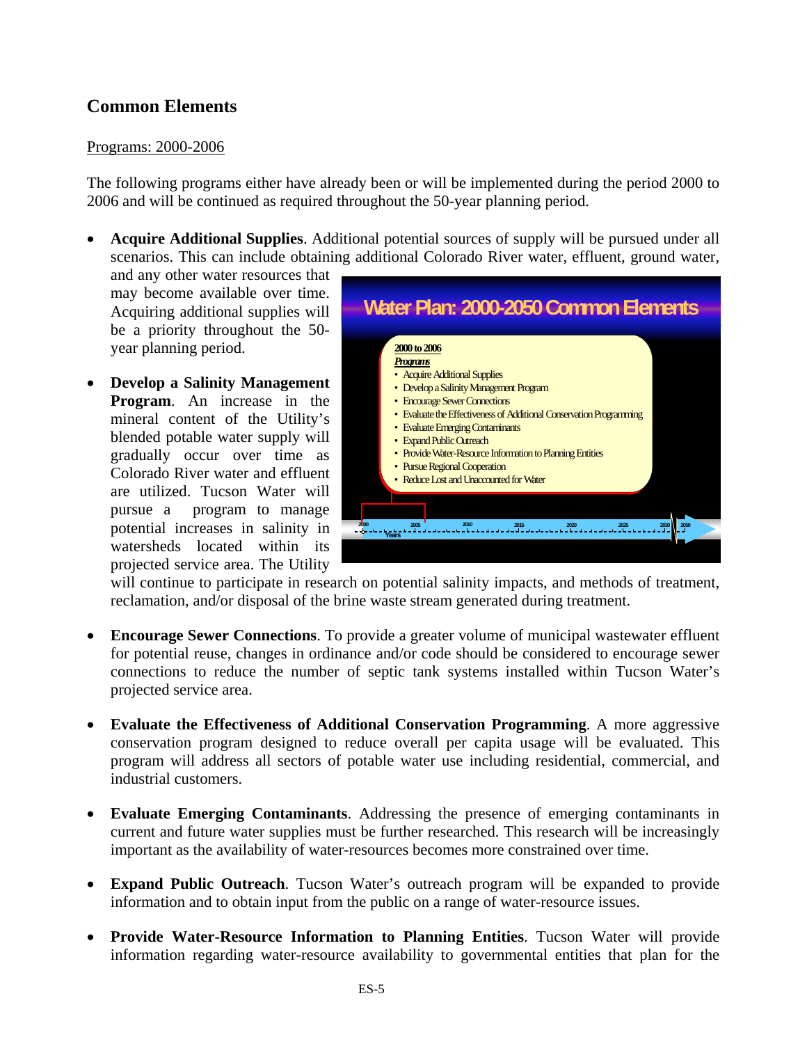## Common Elements

Programs: 2000-2006

The following programs either have already been or will be implemented during the period 2000 to 2006 and will be continued as required throughout the 50-year planning period.

- **Acquire Additional Supplies**. Additional potential sources of supply will be pursued under all scenarios. This can include obtaining additional Colorado River water, effluent, ground water, and any other water resources that may become available over time. Acquiring additional supplies will be a priority throughout the 50-year planning period.

- **Develop a Salinity Management Program**. An increase in the mineral content of the Utility's blended potable water supply will gradually occur over time as Colorado River water and effluent are utilized. Tucson Water will pursue a program to manage potential increases in salinity in watersheds located within its projected service area. The Utility will continue to participate in research on potential salinity impacts, and methods of treatment, reclamation, and/or disposal of the brine waste stream generated during treatment.

- **Encourage Sewer Connections**. To provide a greater volume of municipal wastewater effluent for potential reuse, changes in ordinance and/or code should be considered to encourage sewer connections to reduce the number of septic tank systems installed within Tucson Water's projected service area.

- **Evaluate the Effectiveness of Additional Conservation Programming**. A more aggressive conservation program designed to reduce overall per capita usage will be evaluated. This program will address all sectors of potable water use including residential, commercial, and industrial customers.

- **Evaluate Emerging Contaminants**. Addressing the presence of emerging contaminants in current and future water supplies must be further researched. This research will be increasingly important as the availability of water-resources becomes more constrained over time.

- **Expand Public Outreach**. Tucson Water's outreach program will be expanded to provide information and to obtain input from the public on a range of water-resource issues.

- **Provide Water-Resource Information to Planning Entities**. Tucson Water will provide information regarding water-resource availability to governmental entities that plan for the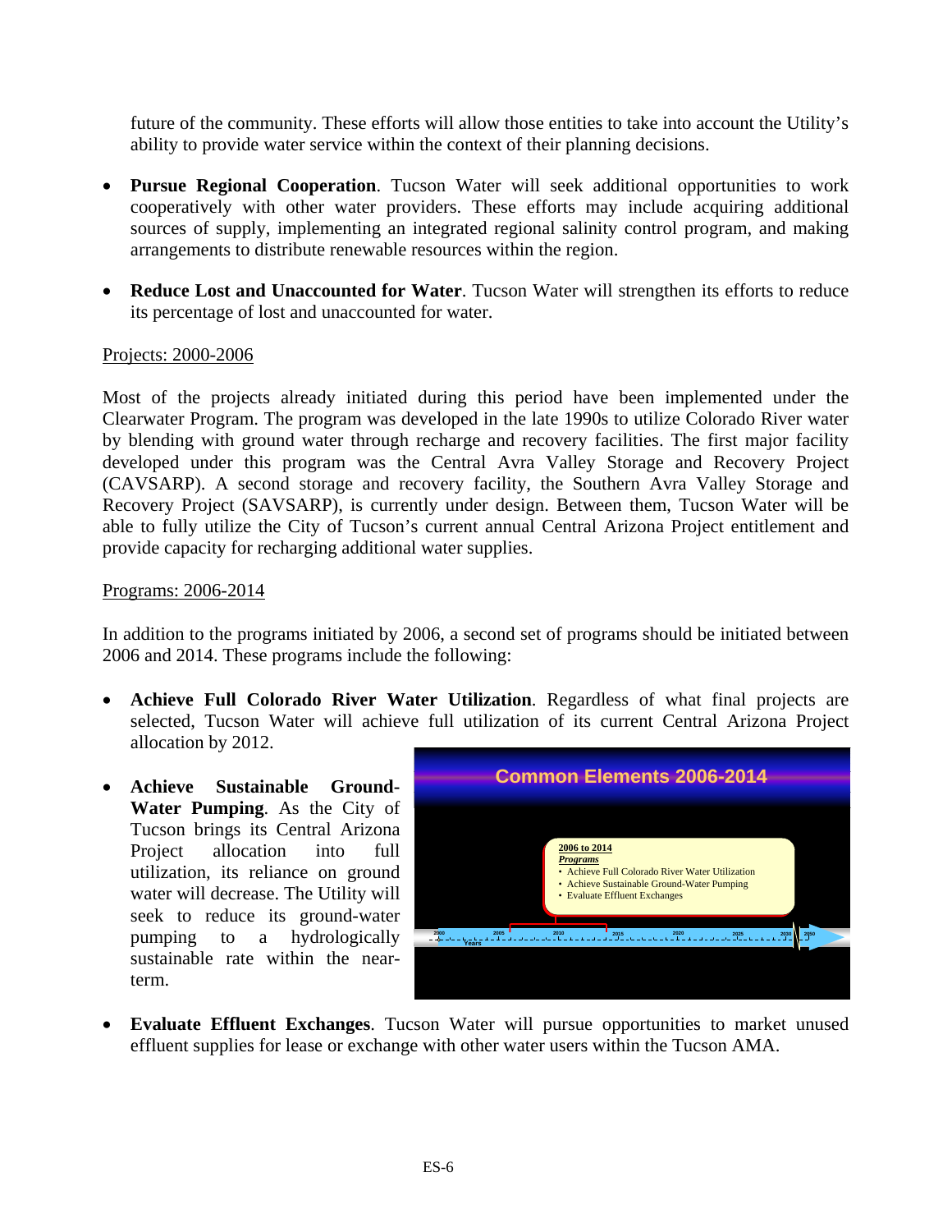future of the community. These efforts will allow those entities to take into account the Utility's ability to provide water service within the context of their planning decisions.

- **Pursue Regional Cooperation**. Tucson Water will seek additional opportunities to work cooperatively with other water providers. These efforts may include acquiring additional sources of supply, implementing an integrated regional salinity control program, and making arrangements to distribute renewable resources within the region.

- **Reduce Lost and Unaccounted for Water**. Tucson Water will strengthen its efforts to reduce its percentage of lost and unaccounted for water.

Projects: 2000-2006

Most of the projects already initiated during this period have been implemented under the Clearwater Program. The program was developed in the late 1990s to utilize Colorado River water by blending with ground water through recharge and recovery facilities. The first major facility developed under this program was the Central Avra Valley Storage and Recovery Project (CAVSARP). A second storage and recovery facility, the Southern Avra Valley Storage and Recovery Project (SAVSARP), is currently under design. Between them, Tucson Water will be able to fully utilize the City of Tucson's current annual Central Arizona Project entitlement and provide capacity for recharging additional water supplies.

Programs: 2006-2014

In addition to the programs initiated by 2006, a second set of programs should be initiated between 2006 and 2014. These programs include the following:

- **Achieve Full Colorado River Water Utilization**. Regardless of what final projects are selected, Tucson Water will achieve full utilization of its current Central Arizona Project allocation by 2012.

- **Achieve Sustainable Ground-Water Pumping**. As the City of Tucson brings its Central Arizona Project allocation into full utilization, its reliance on ground water will decrease. The Utility will seek to reduce its ground-water pumping to a hydrologically sustainable rate within the near-term.

- **Evaluate Effluent Exchanges**. Tucson Water will pursue opportunities to market unused effluent supplies for lease or exchange with other water users within the Tucson AMA.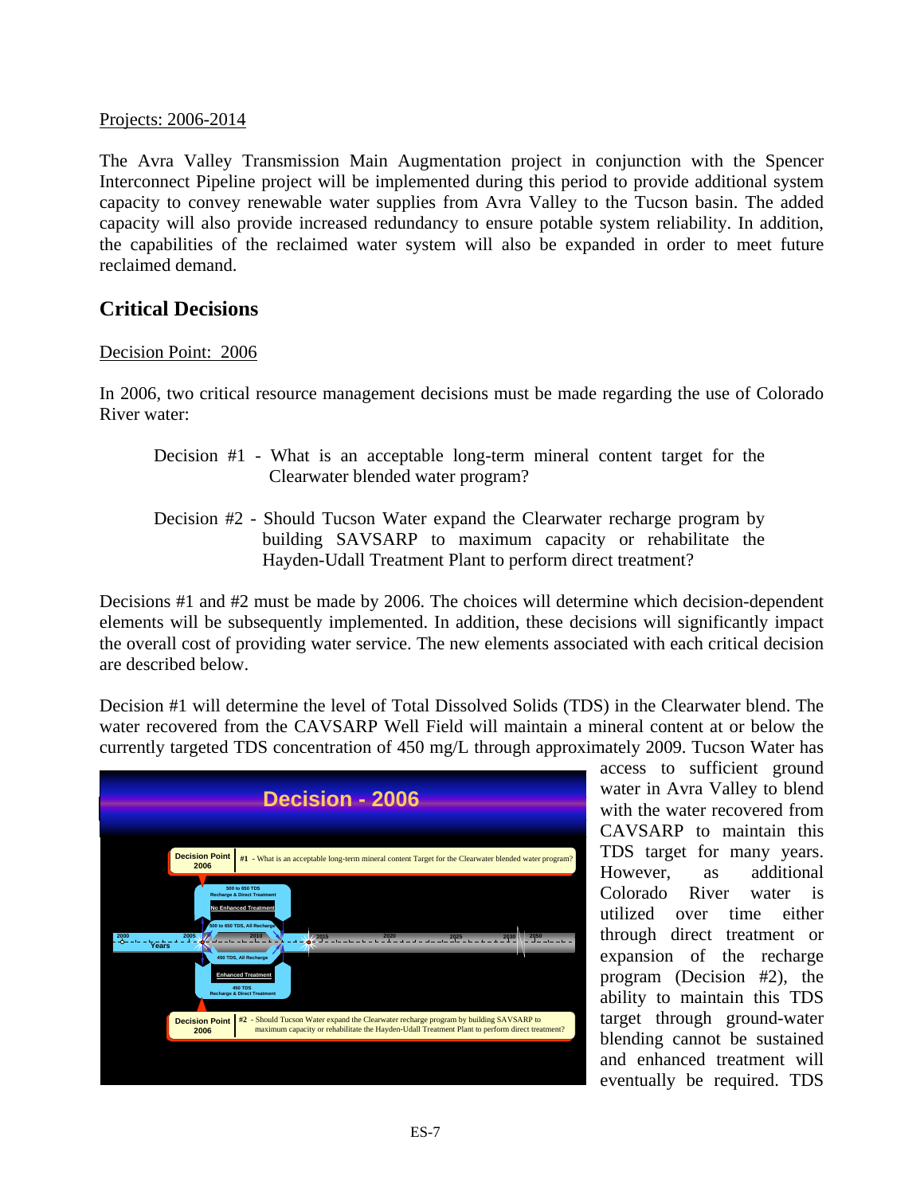Projects: 2006-2014

The Avra Valley Transmission Main Augmentation project in conjunction with the Spencer Interconnect Pipeline project will be implemented during this period to provide additional system capacity to convey renewable water supplies from Avra Valley to the Tucson basin. The added capacity will also provide increased redundancy to ensure potable system reliability. In addition, the capabilities of the reclaimed water system will also be expanded in order to meet future reclaimed demand.

## Critical Decisions

Decision Point: 2006

In 2006, two critical resource management decisions must be made regarding the use of Colorado River water:

Decision #1 - What is an acceptable long-term mineral content target for the Clearwater blended water program?

Decision #2 - Should Tucson Water expand the Clearwater recharge program by building SAVSARP to maximum capacity or rehabilitate the Hayden-Udall Treatment Plant to perform direct treatment?

Decisions #1 and #2 must be made by 2006. The choices will determine which decision-dependent elements will be subsequently implemented. In addition, these decisions will significantly impact the overall cost of providing water service. The new elements associated with each critical decision are described below.

Decision #1 will determine the level of Total Dissolved Solids (TDS) in the Clearwater blend. The water recovered from the CAVSARP Well Field will maintain a mineral content at or below the currently targeted TDS concentration of 450 mg/L through approximately 2009. Tucson Water has access to sufficient ground water in Avra Valley to blend with the water recovered from CAVSARP to maintain this TDS target for many years. However, as additional Colorado River water is utilized over time either through direct treatment or expansion of the recharge program (Decision #2), the ability to maintain this TDS target through ground-water blending cannot be sustained and enhanced treatment will eventually be required. TDS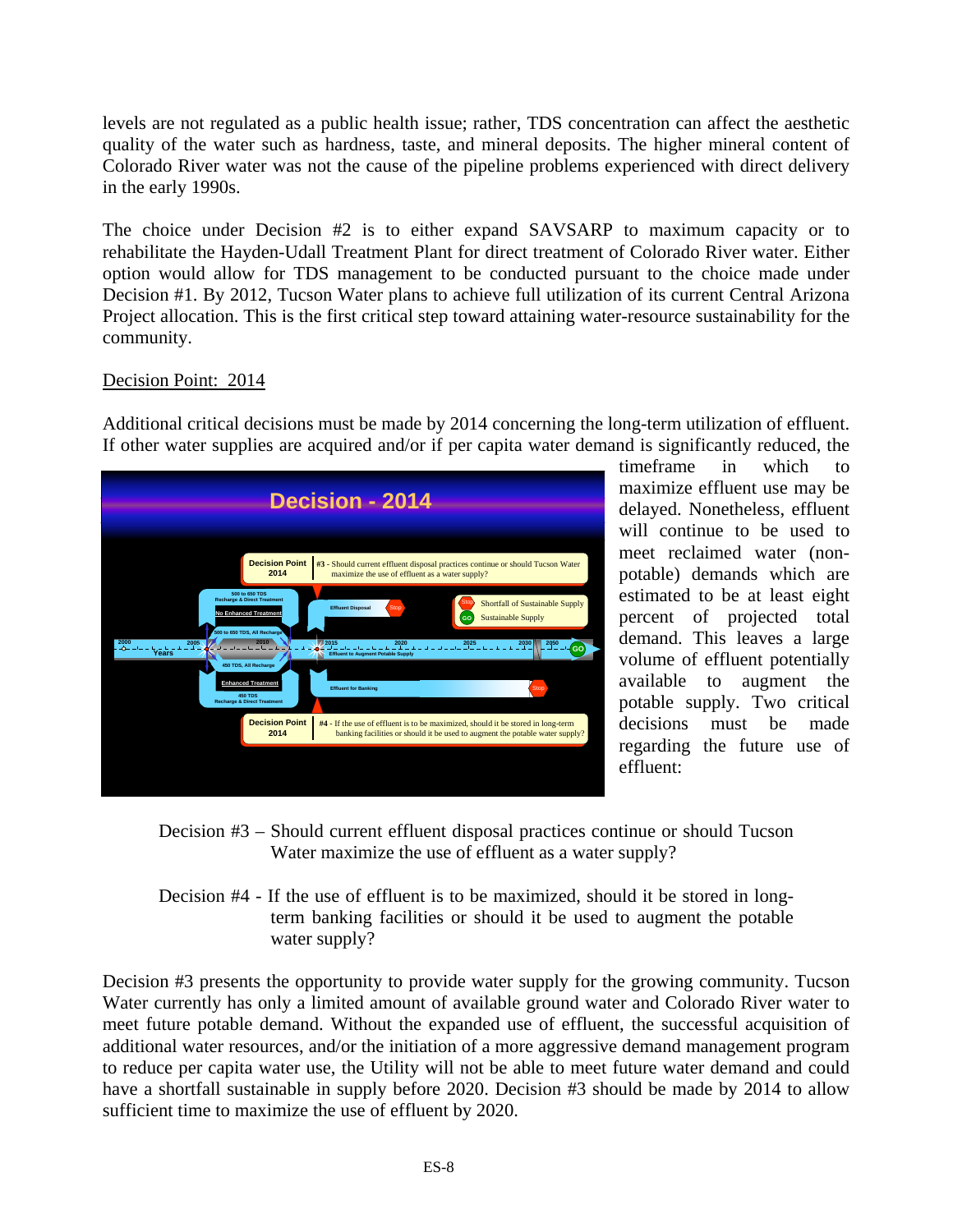levels are not regulated as a public health issue; rather, TDS concentration can affect the aesthetic quality of the water such as hardness, taste, and mineral deposits. The higher mineral content of Colorado River water was not the cause of the pipeline problems experienced with direct delivery in the early 1990s.

The choice under Decision #2 is to either expand SAVSARP to maximum capacity or to rehabilitate the Hayden-Udall Treatment Plant for direct treatment of Colorado River water. Either option would allow for TDS management to be conducted pursuant to the choice made under Decision #1. By 2012, Tucson Water plans to achieve full utilization of its current Central Arizona Project allocation. This is the first critical step toward attaining water-resource sustainability for the community.

Decision Point: 2014

Additional critical decisions must be made by 2014 concerning the long-term utilization of effluent. If other water supplies are acquired and/or if per capita water demand is significantly reduced, the timeframe in which to maximize effluent use may be delayed. Nonetheless, effluent will continue to be used to meet reclaimed water (non-potable) demands which are estimated to be at least eight percent of projected total demand. This leaves a large volume of effluent potentially available to augment the potable supply. Two critical decisions must be made regarding the future use of effluent:

Decision #3 – Should current effluent disposal practices continue or should Tucson Water maximize the use of effluent as a water supply?

Decision #4 - If the use of effluent is to be maximized, should it be stored in long-term banking facilities or should it be used to augment the potable water supply?

Decision #3 presents the opportunity to provide water supply for the growing community. Tucson Water currently has only a limited amount of available ground water and Colorado River water to meet future potable demand. Without the expanded use of effluent, the successful acquisition of additional water resources, and/or the initiation of a more aggressive demand management program to reduce per capita water use, the Utility will not be able to meet future water demand and could have a shortfall sustainable in supply before 2020. Decision #3 should be made by 2014 to allow sufficient time to maximize the use of effluent by 2020.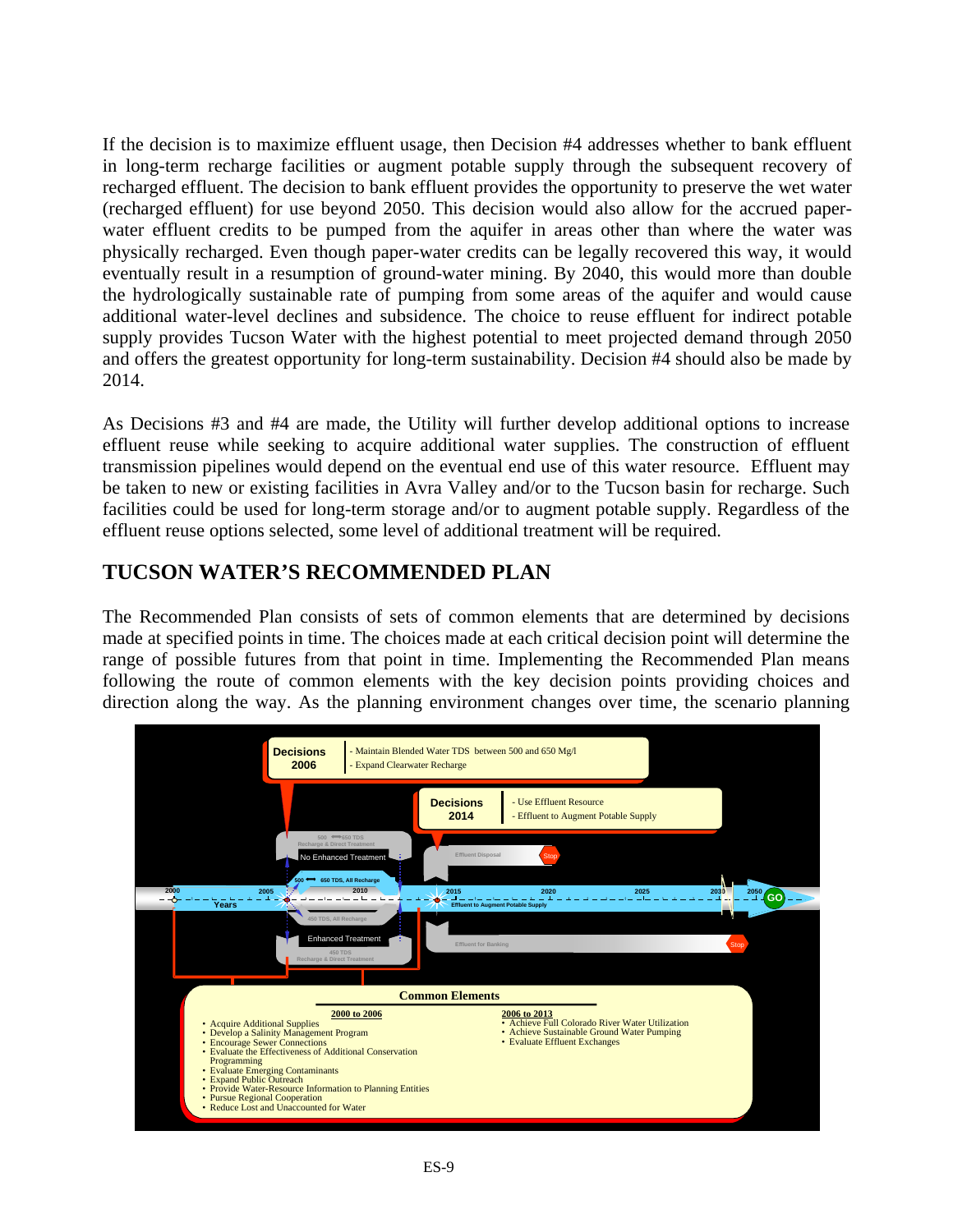If the decision is to maximize effluent usage, then Decision #4 addresses whether to bank effluent in long-term recharge facilities or augment potable supply through the subsequent recovery of recharged effluent. The decision to bank effluent provides the opportunity to preserve the wet water (recharged effluent) for use beyond 2050. This decision would also allow for the accrued paper-water effluent credits to be pumped from the aquifer in areas other than where the water was physically recharged. Even though paper-water credits can be legally recovered this way, it would eventually result in a resumption of ground-water mining. By 2040, this would more than double the hydrologically sustainable rate of pumping from some areas of the aquifer and would cause additional water-level declines and subsidence. The choice to reuse effluent for indirect potable supply provides Tucson Water with the highest potential to meet projected demand through 2050 and offers the greatest opportunity for long-term sustainability. Decision #4 should also be made by 2014.

As Decisions #3 and #4 are made, the Utility will further develop additional options to increase effluent reuse while seeking to acquire additional water supplies. The construction of effluent transmission pipelines would depend on the eventual end use of this water resource. Effluent may be taken to new or existing facilities in Avra Valley and/or to the Tucson basin for recharge. Such facilities could be used for long-term storage and/or to augment potable supply. Regardless of the effluent reuse options selected, some level of additional treatment will be required.

## TUCSON WATER'S RECOMMENDED PLAN

The Recommended Plan consists of sets of common elements that are determined by decisions made at specified points in time. The choices made at each critical decision point will determine the range of possible futures from that point in time. Implementing the Recommended Plan means following the route of common elements with the key decision points providing choices and direction along the way. As the planning environment changes over time, the scenario planning

**Decisions 2006**
- Maintain Blended Water TDS between 500 and 650 Mg/l
- Expand Clearwater Recharge

**Decisions 2014**
- Use Effluent Resource
- Effluent to Augment Potable Supply

No Enhanced Treatment (500 ⟵ 650 TDS, Recharge & Direct Treatment)

500 ⟵ 650 TDS, All Recharge

450 TDS, All Recharge

Enhanced Treatment (450 TDS, Recharge & Direct Treatment)

Effluent Disposal — Stop

Effluent to Augment Potable Supply — GO

Effluent for Banking — Stop

Years: 2000, 2005, 2010, 2015, 2020, 2025, 2030, 2050

**Common Elements**

**2000 to 2006**
- Acquire Additional Supplies
- Develop a Salinity Management Program
- Encourage Sewer Connections
- Evaluate the Effectiveness of Additional Conservation Programming
- Evaluate Emerging Contaminants
- Expand Public Outreach
- Provide Water-Resource Information to Planning Entities
- Pursue Regional Cooperation
- Reduce Lost and Unaccounted for Water

**2006 to 2013**
- Achieve Full Colorado River Water Utilization
- Achieve Sustainable Ground Water Pumping
- Evaluate Effluent Exchanges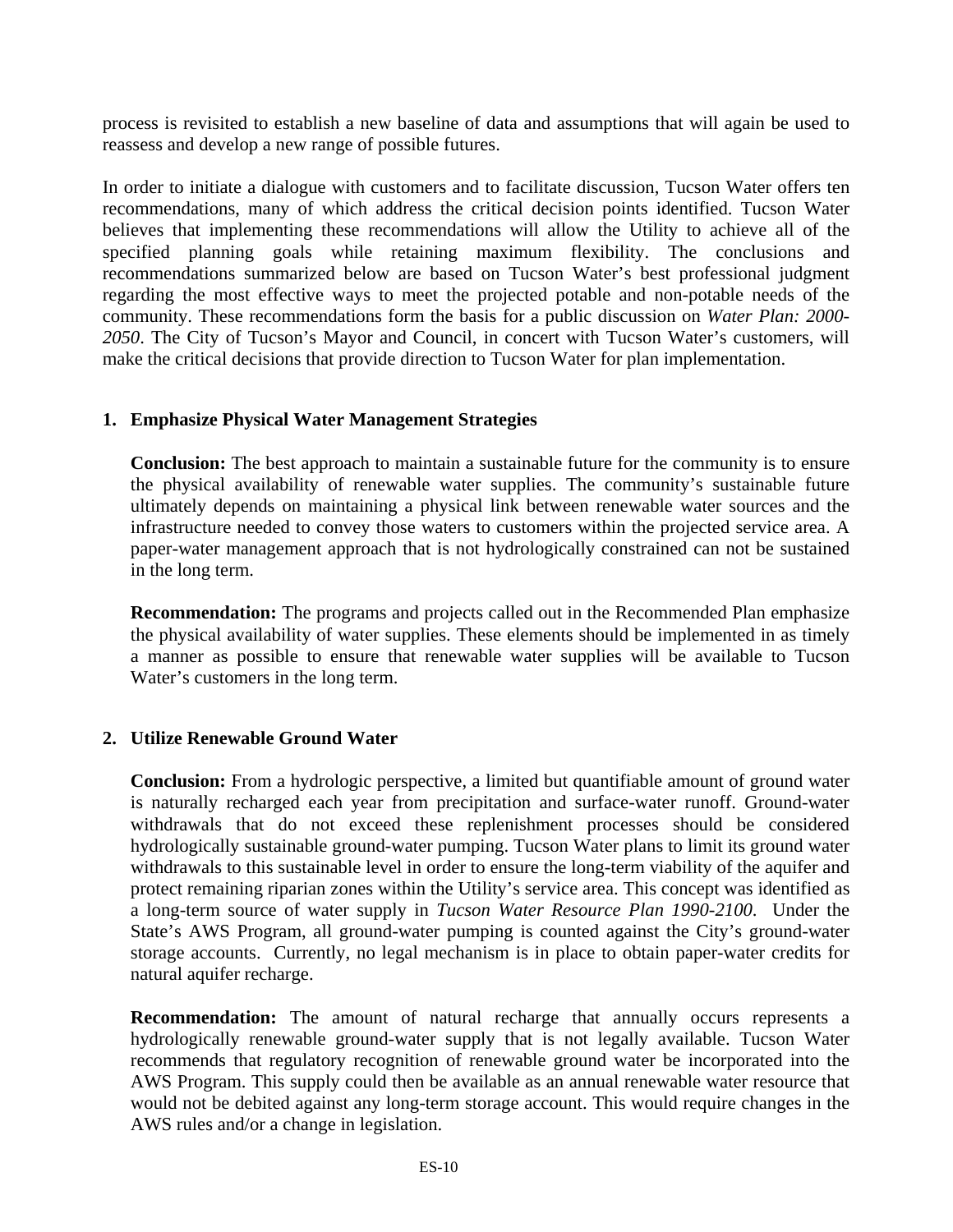process is revisited to establish a new baseline of data and assumptions that will again be used to reassess and develop a new range of possible futures.

In order to initiate a dialogue with customers and to facilitate discussion, Tucson Water offers ten recommendations, many of which address the critical decision points identified. Tucson Water believes that implementing these recommendations will allow the Utility to achieve all of the specified planning goals while retaining maximum flexibility. The conclusions and recommendations summarized below are based on Tucson Water's best professional judgment regarding the most effective ways to meet the projected potable and non-potable needs of the community. These recommendations form the basis for a public discussion on *Water Plan: 2000-2050*. The City of Tucson's Mayor and Council, in concert with Tucson Water's customers, will make the critical decisions that provide direction to Tucson Water for plan implementation.

1. **Emphasize Physical Water Management Strategies**

   **Conclusion:** The best approach to maintain a sustainable future for the community is to ensure the physical availability of renewable water supplies. The community's sustainable future ultimately depends on maintaining a physical link between renewable water sources and the infrastructure needed to convey those waters to customers within the projected service area. A paper-water management approach that is not hydrologically constrained can not be sustained in the long term.

   **Recommendation:** The programs and projects called out in the Recommended Plan emphasize the physical availability of water supplies. These elements should be implemented in as timely a manner as possible to ensure that renewable water supplies will be available to Tucson Water's customers in the long term.

2. **Utilize Renewable Ground Water**

   **Conclusion:** From a hydrologic perspective, a limited but quantifiable amount of ground water is naturally recharged each year from precipitation and surface-water runoff. Ground-water withdrawals that do not exceed these replenishment processes should be considered hydrologically sustainable ground-water pumping. Tucson Water plans to limit its ground water withdrawals to this sustainable level in order to ensure the long-term viability of the aquifer and protect remaining riparian zones within the Utility's service area. This concept was identified as a long-term source of water supply in *Tucson Water Resource Plan 1990-2100*. Under the State's AWS Program, all ground-water pumping is counted against the City's ground-water storage accounts. Currently, no legal mechanism is in place to obtain paper-water credits for natural aquifer recharge.

   **Recommendation:** The amount of natural recharge that annually occurs represents a hydrologically renewable ground-water supply that is not legally available. Tucson Water recommends that regulatory recognition of renewable ground water be incorporated into the AWS Program. This supply could then be available as an annual renewable water resource that would not be debited against any long-term storage account. This would require changes in the AWS rules and/or a change in legislation.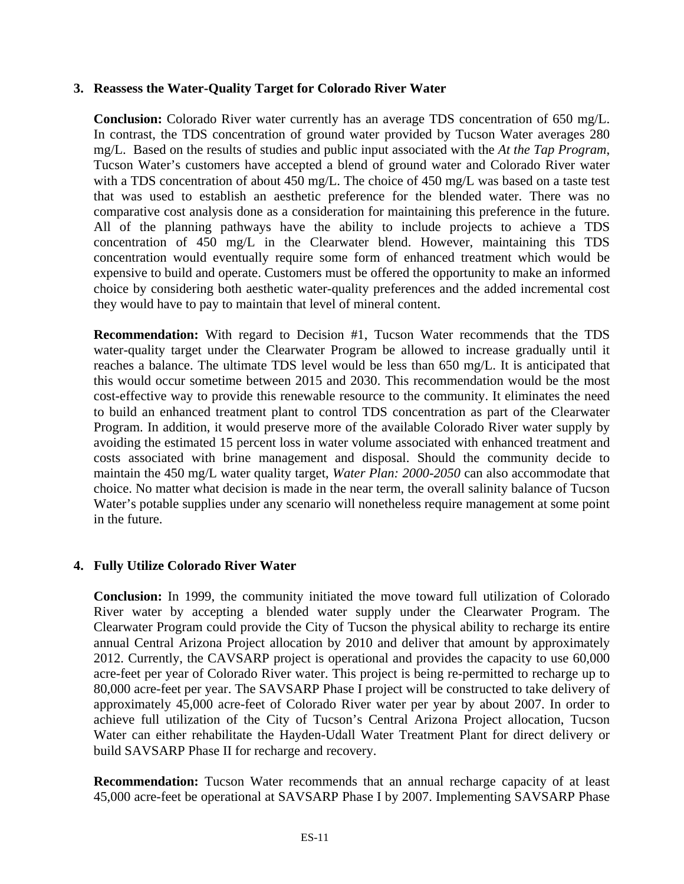### 3. Reassess the Water-Quality Target for Colorado River Water

**Conclusion:** Colorado River water currently has an average TDS concentration of 650 mg/L. In contrast, the TDS concentration of ground water provided by Tucson Water averages 280 mg/L. Based on the results of studies and public input associated with the *At the Tap Program*, Tucson Water's customers have accepted a blend of ground water and Colorado River water with a TDS concentration of about 450 mg/L. The choice of 450 mg/L was based on a taste test that was used to establish an aesthetic preference for the blended water. There was no comparative cost analysis done as a consideration for maintaining this preference in the future. All of the planning pathways have the ability to include projects to achieve a TDS concentration of 450 mg/L in the Clearwater blend. However, maintaining this TDS concentration would eventually require some form of enhanced treatment which would be expensive to build and operate. Customers must be offered the opportunity to make an informed choice by considering both aesthetic water-quality preferences and the added incremental cost they would have to pay to maintain that level of mineral content.

**Recommendation:** With regard to Decision #1, Tucson Water recommends that the TDS water-quality target under the Clearwater Program be allowed to increase gradually until it reaches a balance. The ultimate TDS level would be less than 650 mg/L. It is anticipated that this would occur sometime between 2015 and 2030. This recommendation would be the most cost-effective way to provide this renewable resource to the community. It eliminates the need to build an enhanced treatment plant to control TDS concentration as part of the Clearwater Program. In addition, it would preserve more of the available Colorado River water supply by avoiding the estimated 15 percent loss in water volume associated with enhanced treatment and costs associated with brine management and disposal. Should the community decide to maintain the 450 mg/L water quality target, *Water Plan: 2000-2050* can also accommodate that choice. No matter what decision is made in the near term, the overall salinity balance of Tucson Water's potable supplies under any scenario will nonetheless require management at some point in the future.

### 4. Fully Utilize Colorado River Water

**Conclusion:** In 1999, the community initiated the move toward full utilization of Colorado River water by accepting a blended water supply under the Clearwater Program. The Clearwater Program could provide the City of Tucson the physical ability to recharge its entire annual Central Arizona Project allocation by 2010 and deliver that amount by approximately 2012. Currently, the CAVSARP project is operational and provides the capacity to use 60,000 acre-feet per year of Colorado River water. This project is being re-permitted to recharge up to 80,000 acre-feet per year. The SAVSARP Phase I project will be constructed to take delivery of approximately 45,000 acre-feet of Colorado River water per year by about 2007. In order to achieve full utilization of the City of Tucson's Central Arizona Project allocation, Tucson Water can either rehabilitate the Hayden-Udall Water Treatment Plant for direct delivery or build SAVSARP Phase II for recharge and recovery.

**Recommendation:** Tucson Water recommends that an annual recharge capacity of at least 45,000 acre-feet be operational at SAVSARP Phase I by 2007. Implementing SAVSARP Phase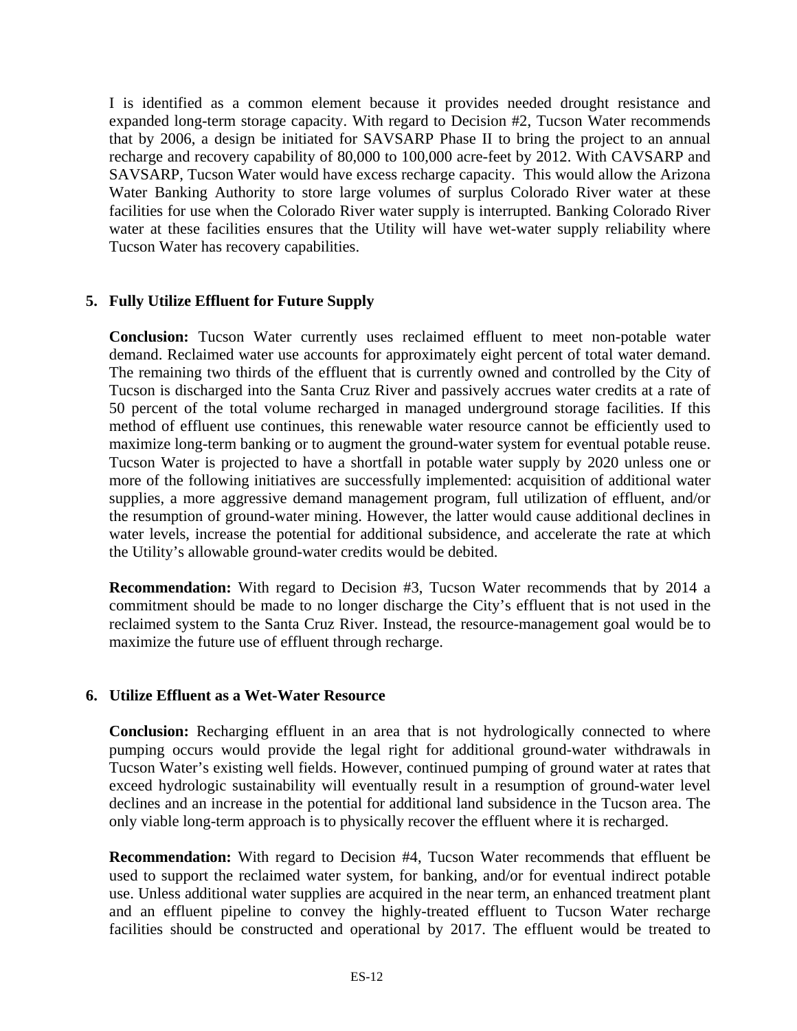I is identified as a common element because it provides needed drought resistance and expanded long-term storage capacity. With regard to Decision #2, Tucson Water recommends that by 2006, a design be initiated for SAVSARP Phase II to bring the project to an annual recharge and recovery capability of 80,000 to 100,000 acre-feet by 2012. With CAVSARP and SAVSARP, Tucson Water would have excess recharge capacity. This would allow the Arizona Water Banking Authority to store large volumes of surplus Colorado River water at these facilities for use when the Colorado River water supply is interrupted. Banking Colorado River water at these facilities ensures that the Utility will have wet-water supply reliability where Tucson Water has recovery capabilities.

## 5. Fully Utilize Effluent for Future Supply

**Conclusion:** Tucson Water currently uses reclaimed effluent to meet non-potable water demand. Reclaimed water use accounts for approximately eight percent of total water demand. The remaining two thirds of the effluent that is currently owned and controlled by the City of Tucson is discharged into the Santa Cruz River and passively accrues water credits at a rate of 50 percent of the total volume recharged in managed underground storage facilities. If this method of effluent use continues, this renewable water resource cannot be efficiently used to maximize long-term banking or to augment the ground-water system for eventual potable reuse. Tucson Water is projected to have a shortfall in potable water supply by 2020 unless one or more of the following initiatives are successfully implemented: acquisition of additional water supplies, a more aggressive demand management program, full utilization of effluent, and/or the resumption of ground-water mining. However, the latter would cause additional declines in water levels, increase the potential for additional subsidence, and accelerate the rate at which the Utility's allowable ground-water credits would be debited.

**Recommendation:** With regard to Decision #3, Tucson Water recommends that by 2014 a commitment should be made to no longer discharge the City's effluent that is not used in the reclaimed system to the Santa Cruz River. Instead, the resource-management goal would be to maximize the future use of effluent through recharge.

## 6. Utilize Effluent as a Wet-Water Resource

**Conclusion:** Recharging effluent in an area that is not hydrologically connected to where pumping occurs would provide the legal right for additional ground-water withdrawals in Tucson Water's existing well fields. However, continued pumping of ground water at rates that exceed hydrologic sustainability will eventually result in a resumption of ground-water level declines and an increase in the potential for additional land subsidence in the Tucson area. The only viable long-term approach is to physically recover the effluent where it is recharged.

**Recommendation:** With regard to Decision #4, Tucson Water recommends that effluent be used to support the reclaimed water system, for banking, and/or for eventual indirect potable use. Unless additional water supplies are acquired in the near term, an enhanced treatment plant and an effluent pipeline to convey the highly-treated effluent to Tucson Water recharge facilities should be constructed and operational by 2017. The effluent would be treated to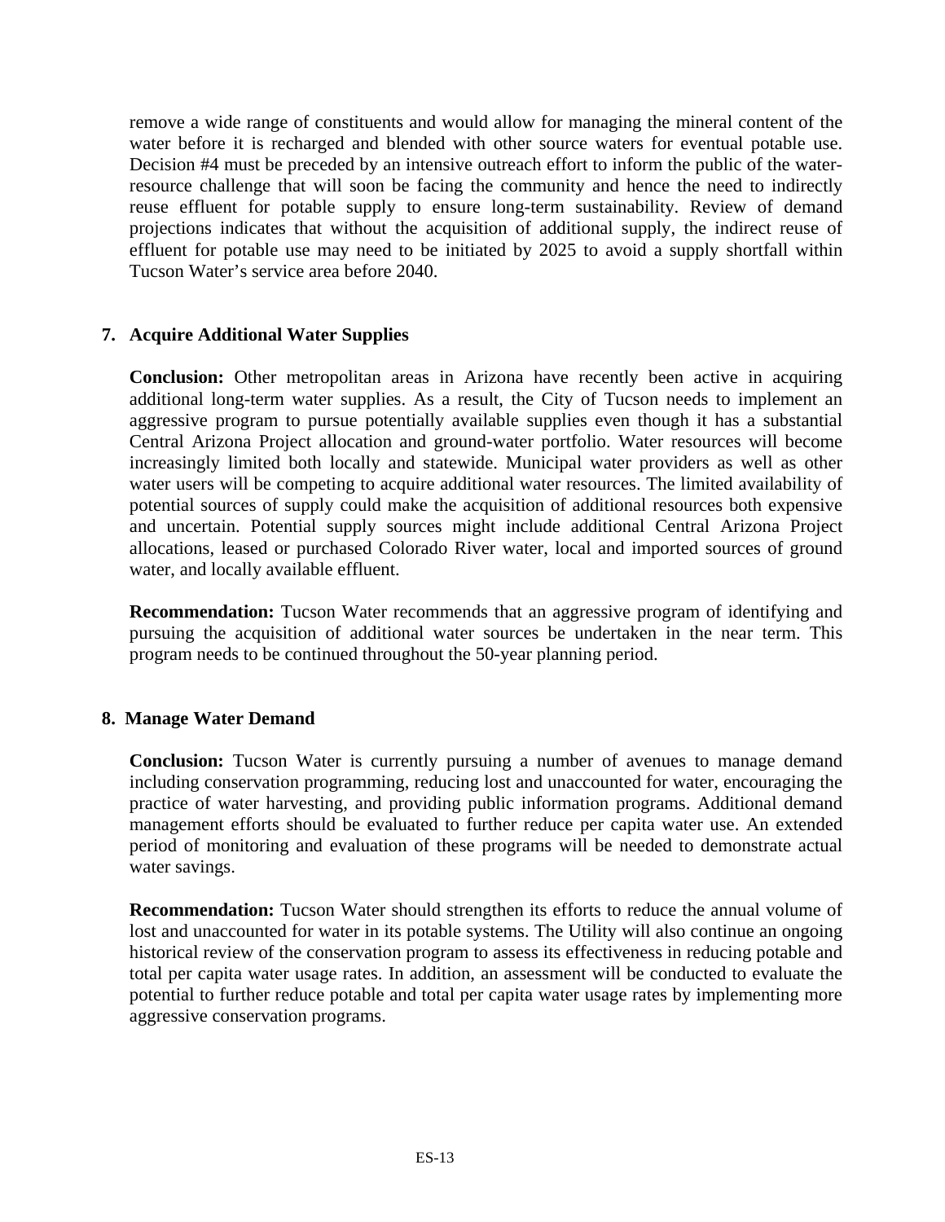remove a wide range of constituents and would allow for managing the mineral content of the water before it is recharged and blended with other source waters for eventual potable use. Decision #4 must be preceded by an intensive outreach effort to inform the public of the water-resource challenge that will soon be facing the community and hence the need to indirectly reuse effluent for potable supply to ensure long-term sustainability. Review of demand projections indicates that without the acquisition of additional supply, the indirect reuse of effluent for potable use may need to be initiated by 2025 to avoid a supply shortfall within Tucson Water's service area before 2040.

### 7. Acquire Additional Water Supplies

**Conclusion:** Other metropolitan areas in Arizona have recently been active in acquiring additional long-term water supplies. As a result, the City of Tucson needs to implement an aggressive program to pursue potentially available supplies even though it has a substantial Central Arizona Project allocation and ground-water portfolio. Water resources will become increasingly limited both locally and statewide. Municipal water providers as well as other water users will be competing to acquire additional water resources. The limited availability of potential sources of supply could make the acquisition of additional resources both expensive and uncertain. Potential supply sources might include additional Central Arizona Project allocations, leased or purchased Colorado River water, local and imported sources of ground water, and locally available effluent.

**Recommendation:** Tucson Water recommends that an aggressive program of identifying and pursuing the acquisition of additional water sources be undertaken in the near term. This program needs to be continued throughout the 50-year planning period.

### 8. Manage Water Demand

**Conclusion:** Tucson Water is currently pursuing a number of avenues to manage demand including conservation programming, reducing lost and unaccounted for water, encouraging the practice of water harvesting, and providing public information programs. Additional demand management efforts should be evaluated to further reduce per capita water use. An extended period of monitoring and evaluation of these programs will be needed to demonstrate actual water savings.

**Recommendation:** Tucson Water should strengthen its efforts to reduce the annual volume of lost and unaccounted for water in its potable systems. The Utility will also continue an ongoing historical review of the conservation program to assess its effectiveness in reducing potable and total per capita water usage rates. In addition, an assessment will be conducted to evaluate the potential to further reduce potable and total per capita water usage rates by implementing more aggressive conservation programs.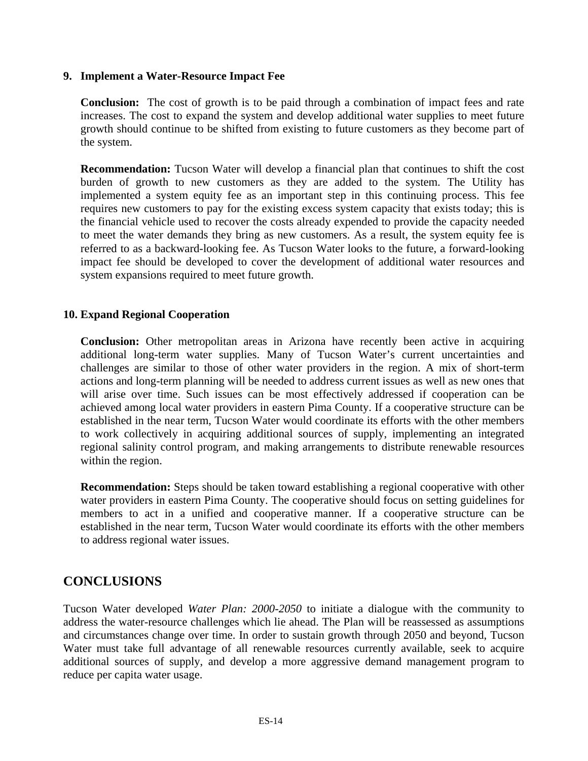9. **Implement a Water-Resource Impact Fee**

   **Conclusion:** The cost of growth is to be paid through a combination of impact fees and rate increases. The cost to expand the system and develop additional water supplies to meet future growth should continue to be shifted from existing to future customers as they become part of the system.

   **Recommendation:** Tucson Water will develop a financial plan that continues to shift the cost burden of growth to new customers as they are added to the system. The Utility has implemented a system equity fee as an important step in this continuing process. This fee requires new customers to pay for the existing excess system capacity that exists today; this is the financial vehicle used to recover the costs already expended to provide the capacity needed to meet the water demands they bring as new customers. As a result, the system equity fee is referred to as a backward-looking fee. As Tucson Water looks to the future, a forward-looking impact fee should be developed to cover the development of additional water resources and system expansions required to meet future growth.

10. **Expand Regional Cooperation**

    **Conclusion:** Other metropolitan areas in Arizona have recently been active in acquiring additional long-term water supplies. Many of Tucson Water's current uncertainties and challenges are similar to those of other water providers in the region. A mix of short-term actions and long-term planning will be needed to address current issues as well as new ones that will arise over time. Such issues can be most effectively addressed if cooperation can be achieved among local water providers in eastern Pima County. If a cooperative structure can be established in the near term, Tucson Water would coordinate its efforts with the other members to work collectively in acquiring additional sources of supply, implementing an integrated regional salinity control program, and making arrangements to distribute renewable resources within the region.

    **Recommendation:** Steps should be taken toward establishing a regional cooperative with other water providers in eastern Pima County. The cooperative should focus on setting guidelines for members to act in a unified and cooperative manner. If a cooperative structure can be established in the near term, Tucson Water would coordinate its efforts with the other members to address regional water issues.

## CONCLUSIONS

Tucson Water developed *Water Plan: 2000-2050* to initiate a dialogue with the community to address the water-resource challenges which lie ahead. The Plan will be reassessed as assumptions and circumstances change over time. In order to sustain growth through 2050 and beyond, Tucson Water must take full advantage of all renewable resources currently available, seek to acquire additional sources of supply, and develop a more aggressive demand management program to reduce per capita water usage.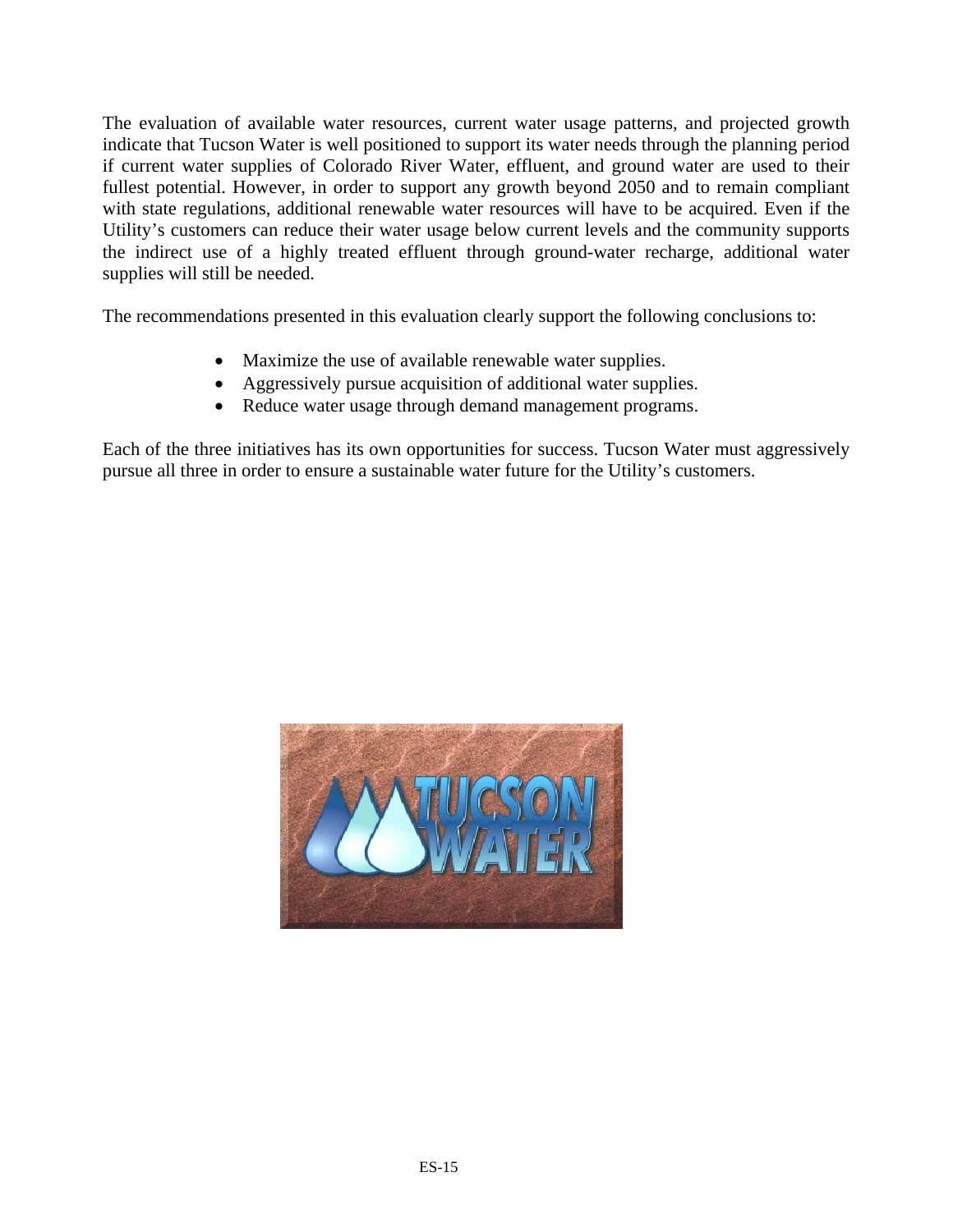The evaluation of available water resources, current water usage patterns, and projected growth indicate that Tucson Water is well positioned to support its water needs through the planning period if current water supplies of Colorado River Water, effluent, and ground water are used to their fullest potential. However, in order to support any growth beyond 2050 and to remain compliant with state regulations, additional renewable water resources will have to be acquired. Even if the Utility's customers can reduce their water usage below current levels and the community supports the indirect use of a highly treated effluent through ground-water recharge, additional water supplies will still be needed.

The recommendations presented in this evaluation clearly support the following conclusions to:

- Maximize the use of available renewable water supplies.
- Aggressively pursue acquisition of additional water supplies.
- Reduce water usage through demand management programs.

Each of the three initiatives has its own opportunities for success. Tucson Water must aggressively pursue all three in order to ensure a sustainable water future for the Utility's customers.